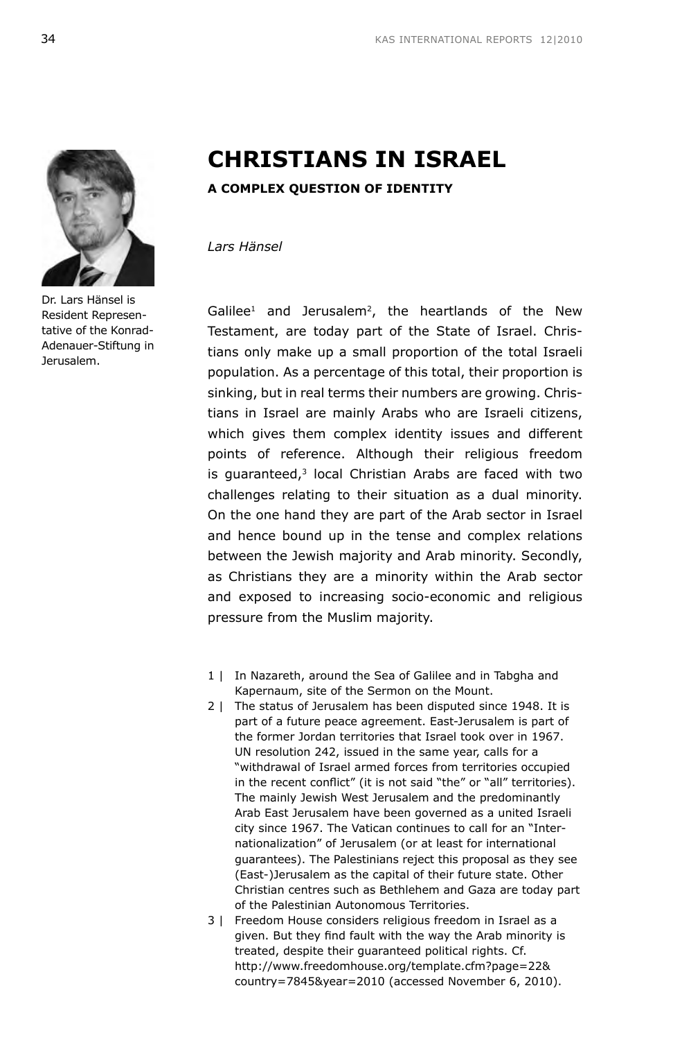# CHRISTIANS IN ISRAEL

**A COMPLEX QUESTION OF IDENTITY**

*Lars Hänsel*

Dr. Lars Hänsel is Resident Representative of the Konrad-Adenauer-Stiftung in Jerusalem.

Galilee[1] and Jerusalem[2], the heartlands of the New Testament, are today part of the State of Israel. Christians only make up a small proportion of the total Israeli population. As a percentage of this total, their proportion is sinking, but in real terms their numbers are growing. Christians in Israel are mainly Arabs who are Israeli citizens, which gives them complex identity issues and different points of reference. Although their religious freedom is guaranteed,[3] local Christian Arabs are faced with two challenges relating to their situation as a dual minority. On the one hand they are part of the Arab sector in Israel and hence bound up in the tense and complex relations between the Jewish majority and Arab minority. Secondly, as Christians they are a minority within the Arab sector and exposed to increasing socio-economic and religious pressure from the Muslim majority.

1 | In Nazareth, around the Sea of Galilee and in Tabgha and Kapernaum, site of the Sermon on the Mount.

2 | The status of Jerusalem has been disputed since 1948. It is part of a future peace agreement. East-Jerusalem is part of the former Jordan territories that Israel took over in 1967. UN resolution 242, issued in the same year, calls for a "withdrawal of Israel armed forces from territories occupied in the recent conflict" (it is not said "the" or "all" territories). The mainly Jewish West Jerusalem and the predominantly Arab East Jerusalem have been governed as a united Israeli city since 1967. The Vatican continues to call for an "Internationalization" of Jerusalem (or at least for international guarantees). The Palestinians reject this proposal as they see (East-)Jerusalem as the capital of their future state. Other Christian centres such as Bethlehem and Gaza are today part of the Palestinian Autonomous Territories.

3 | Freedom House considers religious freedom in Israel as a given. But they find fault with the way the Arab minority is treated, despite their guaranteed political rights. Cf. http://www.freedomhouse.org/template.cfm?page=22&country=7845&year=2010 (accessed November 6, 2010).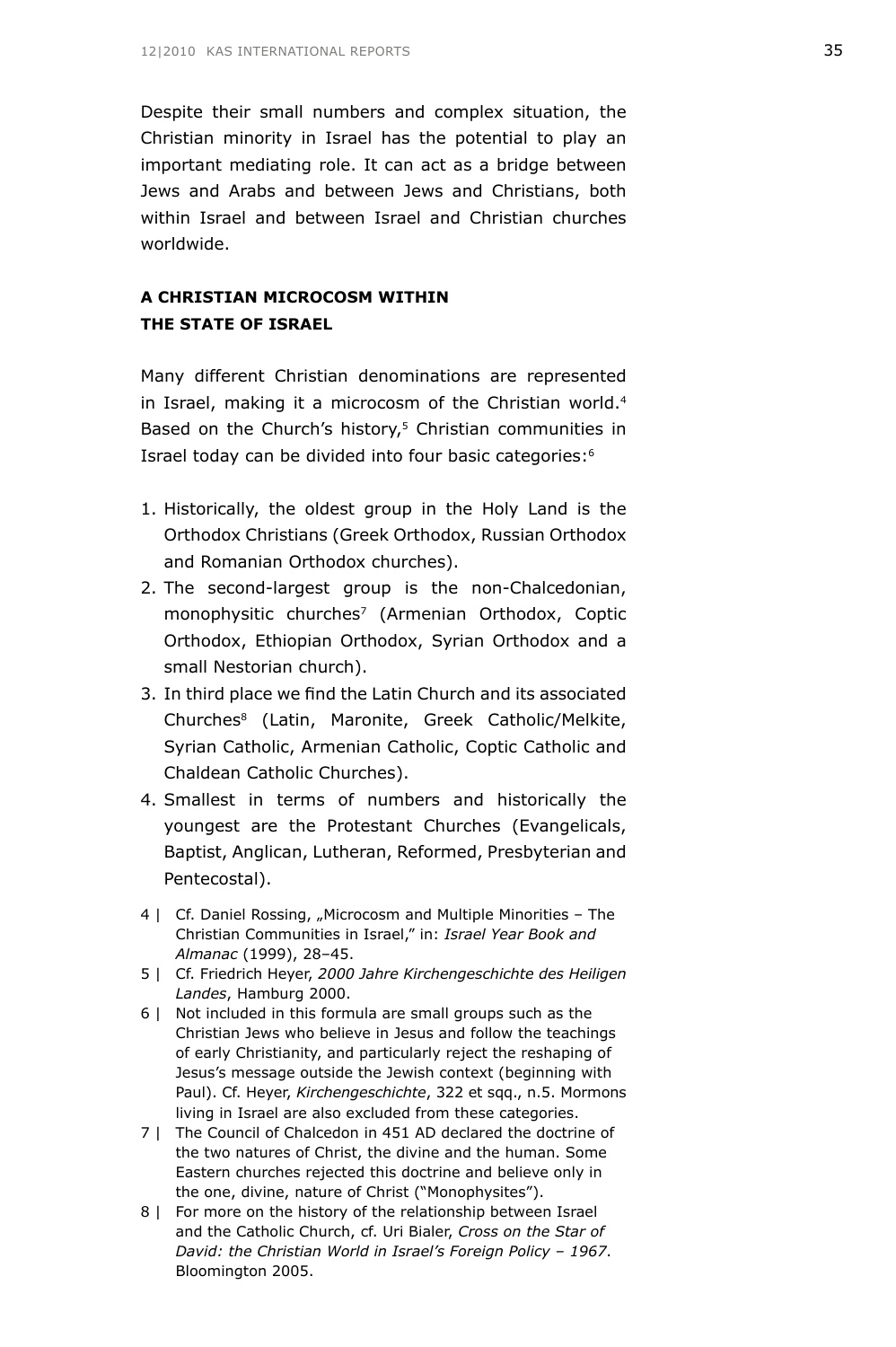Despite their small numbers and complex situation, the Christian minority in Israel has the potential to play an important mediating role. It can act as a bridge between Jews and Arabs and between Jews and Christians, both within Israel and between Israel and Christian churches worldwide.

## A CHRISTIAN MICROCOSM WITHIN THE STATE OF ISRAEL

Many different Christian denominations are represented in Israel, making it a microcosm of the Christian world.[4] Based on the Church's history,[5] Christian communities in Israel today can be divided into four basic categories:[6]

1. Historically, the oldest group in the Holy Land is the Orthodox Christians (Greek Orthodox, Russian Orthodox and Romanian Orthodox churches).
2. The second-largest group is the non-Chalcedonian, monophysitic churches[7] (Armenian Orthodox, Coptic Orthodox, Ethiopian Orthodox, Syrian Orthodox and a small Nestorian church).
3. In third place we find the Latin Church and its associated Churches[8] (Latin, Maronite, Greek Catholic/Melkite, Syrian Catholic, Armenian Catholic, Coptic Catholic and Chaldean Catholic Churches).
4. Smallest in terms of numbers and historically the youngest are the Protestant Churches (Evangelicals, Baptist, Anglican, Lutheran, Reformed, Presbyterian and Pentecostal).

4 | Cf. Daniel Rossing, „Microcosm and Multiple Minorities – The Christian Communities in Israel," in: *Israel Year Book and Almanac* (1999), 28–45.

5 | Cf. Friedrich Heyer, *2000 Jahre Kirchengeschichte des Heiligen Landes*, Hamburg 2000.

6 | Not included in this formula are small groups such as the Christian Jews who believe in Jesus and follow the teachings of early Christianity, and particularly reject the reshaping of Jesus's message outside the Jewish context (beginning with Paul). Cf. Heyer, *Kirchengeschichte*, 322 et sqq., n.5. Mormons living in Israel are also excluded from these categories.

7 | The Council of Chalcedon in 451 AD declared the doctrine of the two natures of Christ, the divine and the human. Some Eastern churches rejected this doctrine and believe only in the one, divine, nature of Christ ("Monophysites").

8 | For more on the history of the relationship between Israel and the Catholic Church, cf. Uri Bialer, *Cross on the Star of David: the Christian World in Israel's Foreign Policy – 1967*. Bloomington 2005.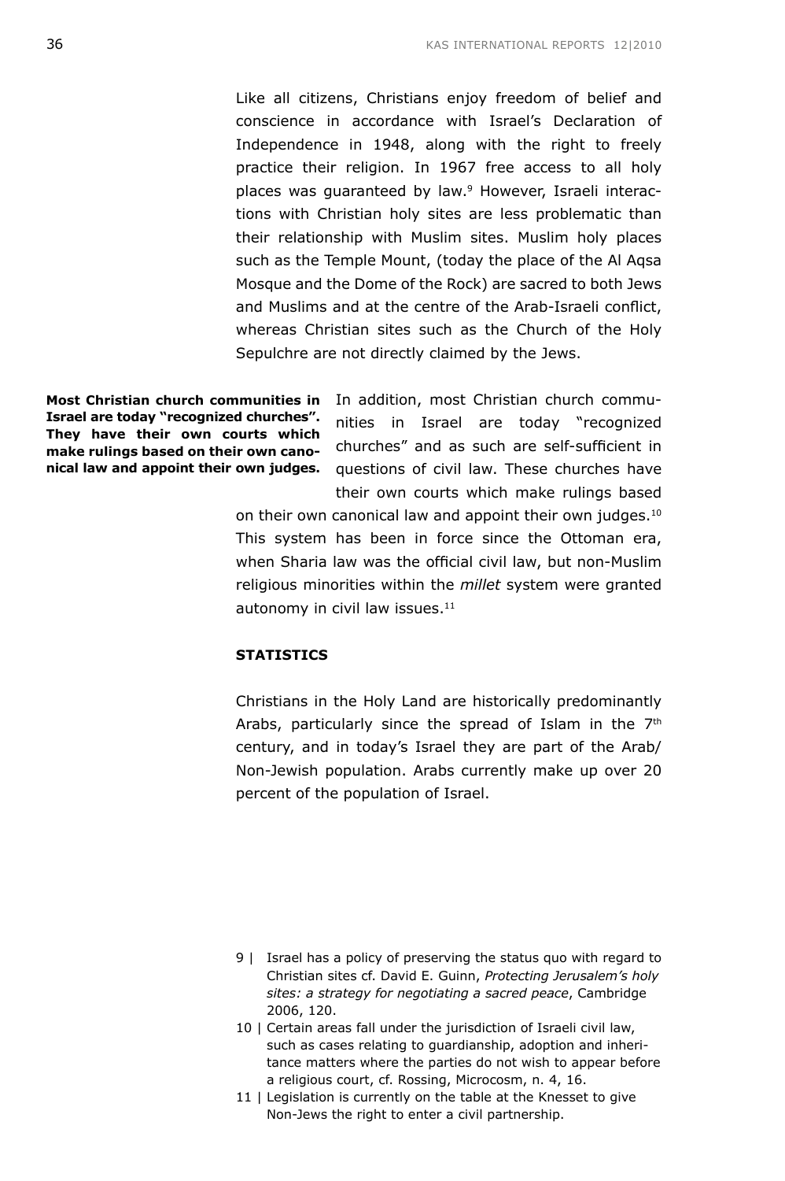Like all citizens, Christians enjoy freedom of belief and conscience in accordance with Israel's Declaration of Independence in 1948, along with the right to freely practice their religion. In 1967 free access to all holy places was guaranteed by law.[9] However, Israeli interactions with Christian holy sites are less problematic than their relationship with Muslim sites. Muslim holy places such as the Temple Mount, (today the place of the Al Aqsa Mosque and the Dome of the Rock) are sacred to both Jews and Muslims and at the centre of the Arab-Israeli conflict, whereas Christian sites such as the Church of the Holy Sepulchre are not directly claimed by the Jews.

**Most Christian church communities in Israel are today "recognized churches". They have their own courts which make rulings based on their own canonical law and appoint their own judges.**

In addition, most Christian church communities in Israel are today "recognized churches" and as such are self-sufficient in questions of civil law. These churches have their own courts which make rulings based on their own canonical law and appoint their own judges.[10] This system has been in force since the Ottoman era, when Sharia law was the official civil law, but non-Muslim religious minorities within the *millet* system were granted autonomy in civil law issues.[11]

## STATISTICS

Christians in the Holy Land are historically predominantly Arabs, particularly since the spread of Islam in the 7th century, and in today's Israel they are part of the Arab/Non-Jewish population. Arabs currently make up over 20 percent of the population of Israel.

9 | Israel has a policy of preserving the status quo with regard to Christian sites cf. David E. Guinn, *Protecting Jerusalem's holy sites: a strategy for negotiating a sacred peace*, Cambridge 2006, 120.

10 | Certain areas fall under the jurisdiction of Israeli civil law, such as cases relating to guardianship, adoption and inheritance matters where the parties do not wish to appear before a religious court, cf. Rossing, Microcosm, n. 4, 16.

11 | Legislation is currently on the table at the Knesset to give Non-Jews the right to enter a civil partnership.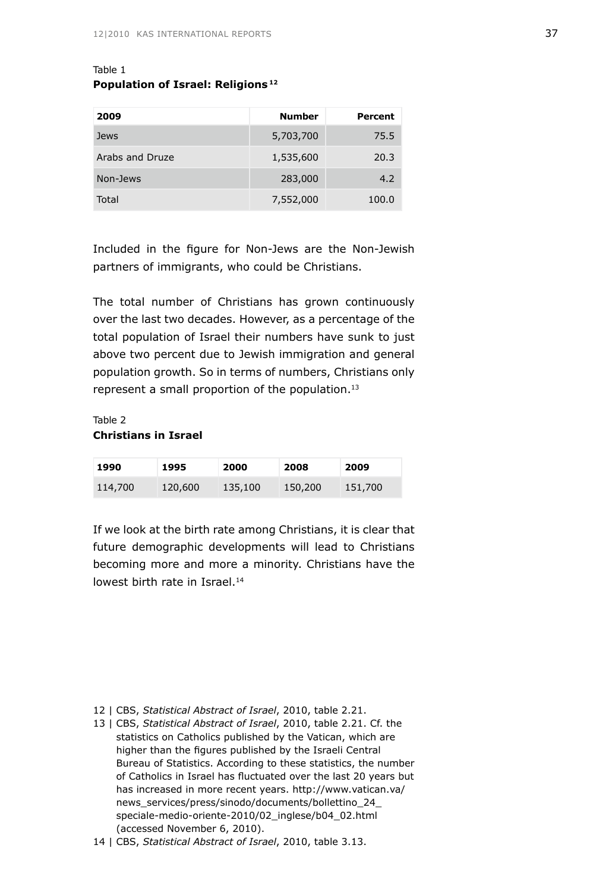Table 1

**Population of Israel: Religions**[12]

| 2009 | Number | Percent |
|---|---|---|
| Jews | 5,703,700 | 75.5 |
| Arabs and Druze | 1,535,600 | 20.3 |
| Non-Jews | 283,000 | 4.2 |
| Total | 7,552,000 | 100.0 |

Included in the figure for Non-Jews are the Non-Jewish partners of immigrants, who could be Christians.

The total number of Christians has grown continuously over the last two decades. However, as a percentage of the total population of Israel their numbers have sunk to just above two percent due to Jewish immigration and general population growth. So in terms of numbers, Christians only represent a small proportion of the population.[13]

Table 2

**Christians in Israel**

| 1990 | 1995 | 2000 | 2008 | 2009 |
|---|---|---|---|---|
| 114,700 | 120,600 | 135,100 | 150,200 | 151,700 |

If we look at the birth rate among Christians, it is clear that future demographic developments will lead to Christians becoming more and more a minority. Christians have the lowest birth rate in Israel.[14]

12 | CBS, *Statistical Abstract of Israel*, 2010, table 2.21.

13 | CBS, *Statistical Abstract of Israel*, 2010, table 2.21. Cf. the statistics on Catholics published by the Vatican, which are higher than the figures published by the Israeli Central Bureau of Statistics. According to these statistics, the number of Catholics in Israel has fluctuated over the last 20 years but has increased in more recent years. http://www.vatican.va/news_services/press/sinodo/documents/bollettino_24_speciale-medio-oriente-2010/02_inglese/b04_02.html (accessed November 6, 2010).

14 | CBS, *Statistical Abstract of Israel*, 2010, table 3.13.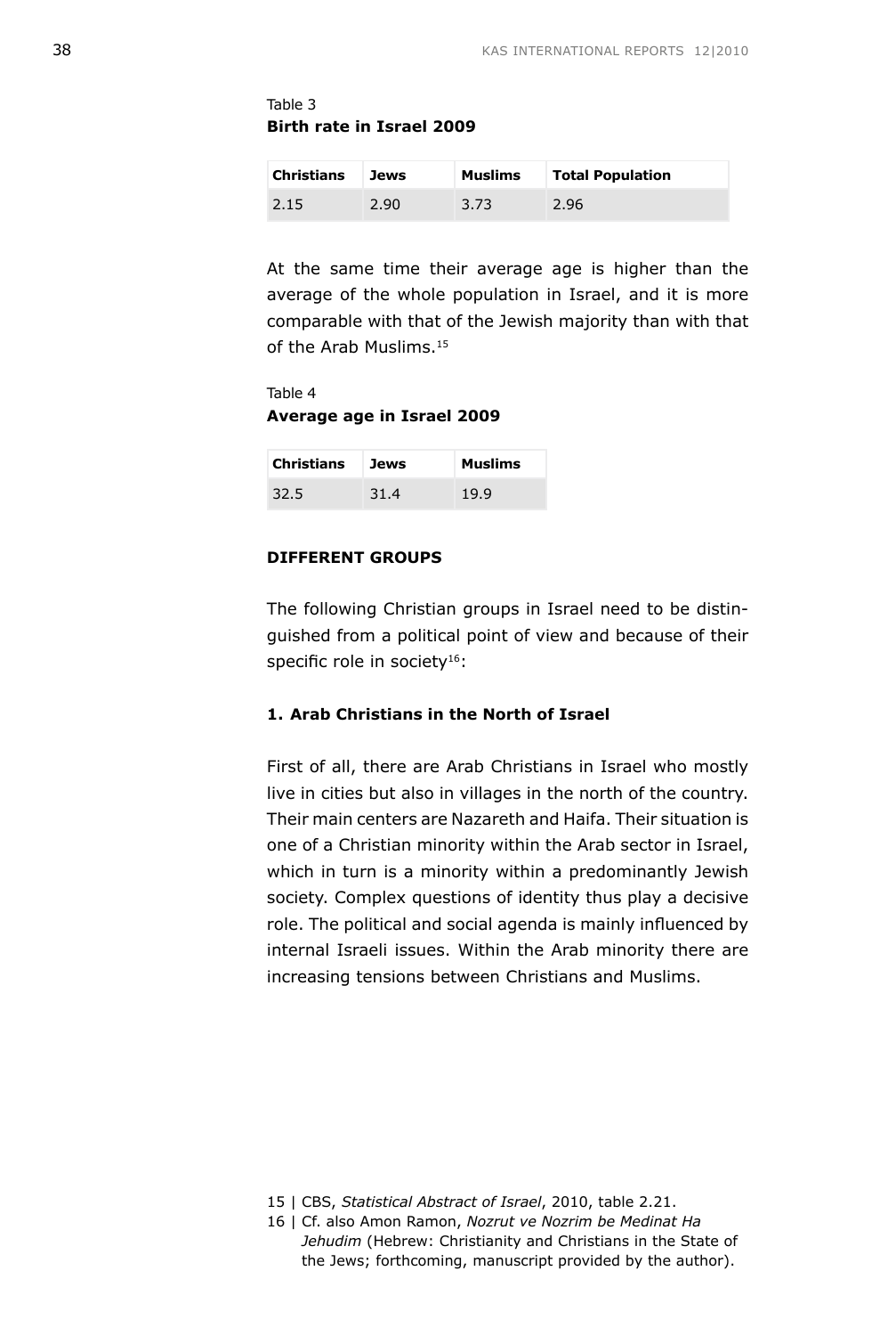Table 3

**Birth rate in Israel 2009**

| Christians | Jews | Muslims | Total Population |
|---|---|---|---|
| 2.15 | 2.90 | 3.73 | 2.96 |

At the same time their average age is higher than the average of the whole population in Israel, and it is more comparable with that of the Jewish majority than with that of the Arab Muslims.[15]

Table 4

**Average age in Israel 2009**

| Christians | Jews | Muslims |
|---|---|---|
| 32.5 | 31.4 | 19.9 |

## DIFFERENT GROUPS

The following Christian groups in Israel need to be distinguished from a political point of view and because of their specific role in society[16]:

### 1. Arab Christians in the North of Israel

First of all, there are Arab Christians in Israel who mostly live in cities but also in villages in the north of the country. Their main centers are Nazareth and Haifa. Their situation is one of a Christian minority within the Arab sector in Israel, which in turn is a minority within a predominantly Jewish society. Complex questions of identity thus play a decisive role. The political and social agenda is mainly influenced by internal Israeli issues. Within the Arab minority there are increasing tensions between Christians and Muslims.

15 | CBS, *Statistical Abstract of Israel*, 2010, table 2.21.

16 | Cf. also Amon Ramon, *Nozrut ve Nozrim be Medinat Ha Jehudim* (Hebrew: Christianity and Christians in the State of the Jews; forthcoming, manuscript provided by the author).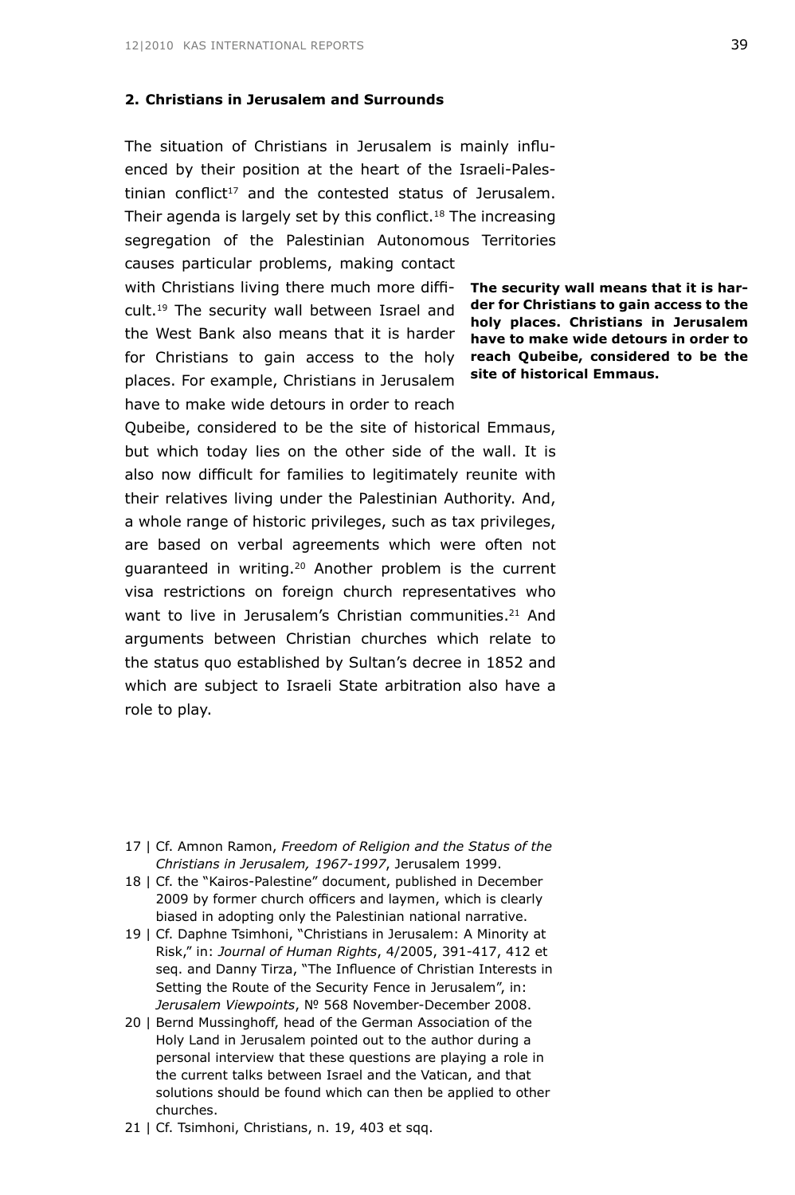## 2. Christians in Jerusalem and Surrounds

The situation of Christians in Jerusalem is mainly influenced by their position at the heart of the Israeli-Palestinian conflict[17] and the contested status of Jerusalem. Their agenda is largely set by this conflict.[18] The increasing segregation of the Palestinian Autonomous Territories causes particular problems, making contact with Christians living there much more difficult.[19] The security wall between Israel and the West Bank also means that it is harder for Christians to gain access to the holy places. For example, Christians in Jerusalem have to make wide detours in order to reach Qubeibe, considered to be the site of historical Emmaus, but which today lies on the other side of the wall. It is also now difficult for families to legitimately reunite with their relatives living under the Palestinian Authority. And, a whole range of historic privileges, such as tax privileges, are based on verbal agreements which were often not guaranteed in writing.[20] Another problem is the current visa restrictions on foreign church representatives who want to live in Jerusalem's Christian communities.[21] And arguments between Christian churches which relate to the status quo established by Sultan's decree in 1852 and which are subject to Israeli State arbitration also have a role to play.

**The security wall means that it is harder for Christians to gain access to the holy places. Christians in Jerusalem have to make wide detours in order to reach Qubeibe, considered to be the site of historical Emmaus.**

17 | Cf. Amnon Ramon, *Freedom of Religion and the Status of the Christians in Jerusalem, 1967-1997*, Jerusalem 1999.

18 | Cf. the "Kairos-Palestine" document, published in December 2009 by former church officers and laymen, which is clearly biased in adopting only the Palestinian national narrative.

19 | Cf. Daphne Tsimhoni, "Christians in Jerusalem: A Minority at Risk," in: *Journal of Human Rights*, 4/2005, 391-417, 412 et seq. and Danny Tirza, "The Influence of Christian Interests in Setting the Route of the Security Fence in Jerusalem", in: *Jerusalem Viewpoints*, № 568 November-December 2008.

20 | Bernd Mussinghoff, head of the German Association of the Holy Land in Jerusalem pointed out to the author during a personal interview that these questions are playing a role in the current talks between Israel and the Vatican, and that solutions should be found which can then be applied to other churches.

21 | Cf. Tsimhoni, Christians, n. 19, 403 et sqq.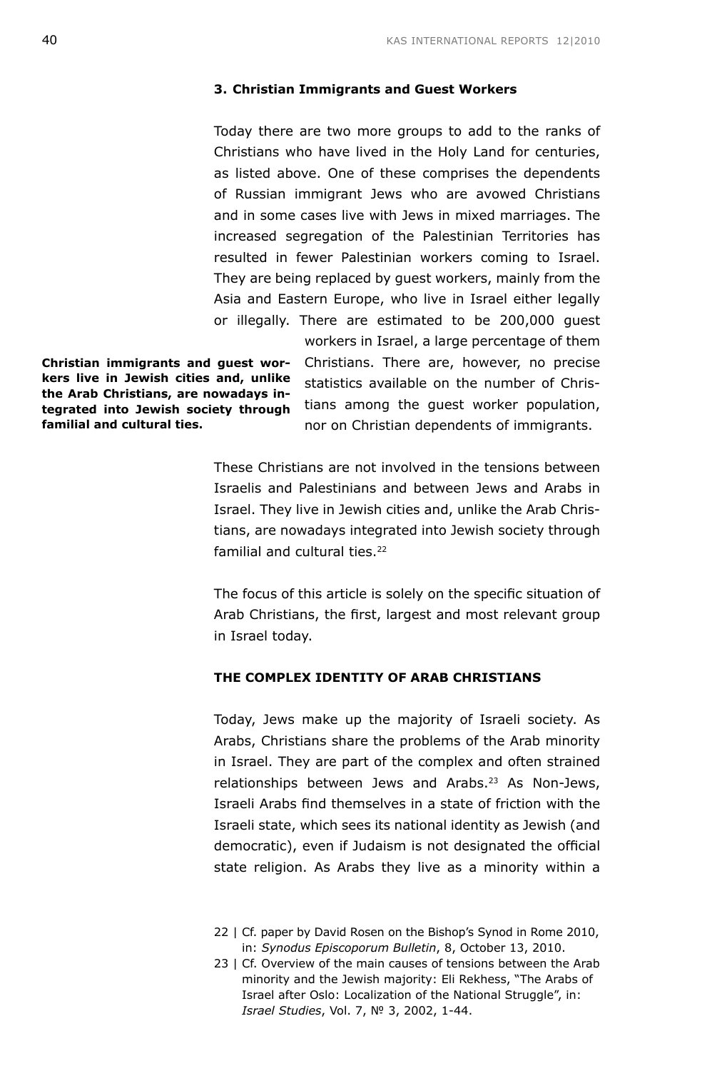### 3. Christian Immigrants and Guest Workers

Today there are two more groups to add to the ranks of Christians who have lived in the Holy Land for centuries, as listed above. One of these comprises the dependents of Russian immigrant Jews who are avowed Christians and in some cases live with Jews in mixed marriages. The increased segregation of the Palestinian Territories has resulted in fewer Palestinian workers coming to Israel. They are being replaced by guest workers, mainly from the Asia and Eastern Europe, who live in Israel either legally or illegally. There are estimated to be 200,000 guest workers in Israel, a large percentage of them Christians. There are, however, no precise statistics available on the number of Christians among the guest worker population, nor on Christian dependents of immigrants.

**Christian immigrants and guest workers live in Jewish cities and, unlike the Arab Christians, are nowadays integrated into Jewish society through familial and cultural ties.**

These Christians are not involved in the tensions between Israelis and Palestinians and between Jews and Arabs in Israel. They live in Jewish cities and, unlike the Arab Christians, are nowadays integrated into Jewish society through familial and cultural ties.[22]

The focus of this article is solely on the specific situation of Arab Christians, the first, largest and most relevant group in Israel today.

## THE COMPLEX IDENTITY OF ARAB CHRISTIANS

Today, Jews make up the majority of Israeli society. As Arabs, Christians share the problems of the Arab minority in Israel. They are part of the complex and often strained relationships between Jews and Arabs.[23] As Non-Jews, Israeli Arabs find themselves in a state of friction with the Israeli state, which sees its national identity as Jewish (and democratic), even if Judaism is not designated the official state religion. As Arabs they live as a minority within a

22 | Cf. paper by David Rosen on the Bishop's Synod in Rome 2010, in: *Synodus Episcoporum Bulletin*, 8, October 13, 2010.

23 | Cf. Overview of the main causes of tensions between the Arab minority and the Jewish majority: Eli Rekhess, "The Arabs of Israel after Oslo: Localization of the National Struggle", in: *Israel Studies*, Vol. 7, № 3, 2002, 1-44.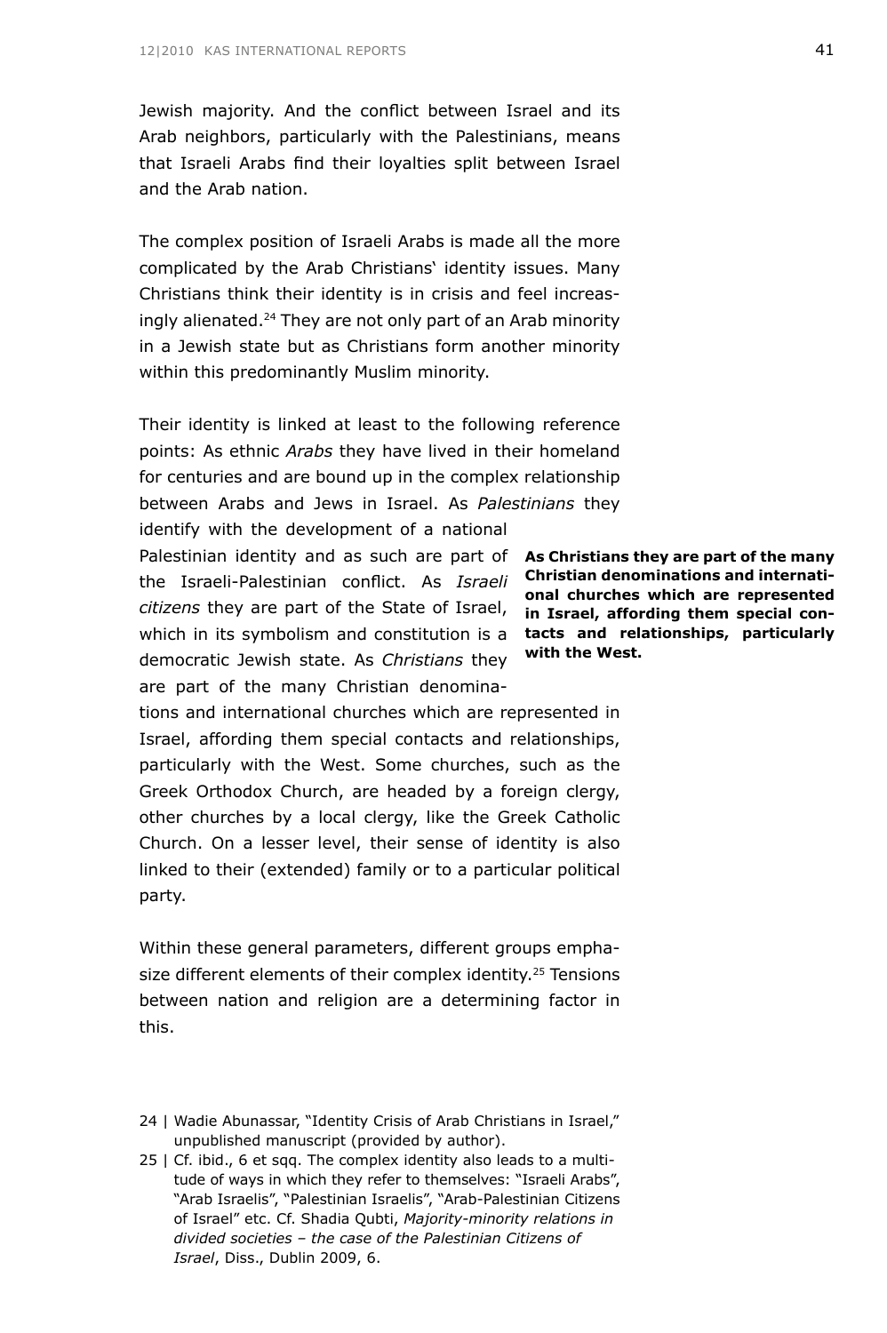Jewish majority. And the conflict between Israel and its Arab neighbors, particularly with the Palestinians, means that Israeli Arabs find their loyalties split between Israel and the Arab nation.

The complex position of Israeli Arabs is made all the more complicated by the Arab Christians' identity issues. Many Christians think their identity is in crisis and feel increasingly alienated.[24] They are not only part of an Arab minority in a Jewish state but as Christians form another minority within this predominantly Muslim minority.

Their identity is linked at least to the following reference points: As ethnic *Arabs* they have lived in their homeland for centuries and are bound up in the complex relationship between Arabs and Jews in Israel. As *Palestinians* they identify with the development of a national Palestinian identity and as such are part of the Israeli-Palestinian conflict. As *Israeli citizens* they are part of the State of Israel, which in its symbolism and constitution is a democratic Jewish state. As *Christians* they are part of the many Christian denominations and international churches which are represented in Israel, affording them special contacts and relationships, particularly with the West. Some churches, such as the Greek Orthodox Church, are headed by a foreign clergy, other churches by a local clergy, like the Greek Catholic Church. On a lesser level, their sense of identity is also linked to their (extended) family or to a particular political party.

**As Christians they are part of the many Christian denominations and international churches which are represented in Israel, affording them special contacts and relationships, particularly with the West.**

Within these general parameters, different groups emphasize different elements of their complex identity.[25] Tensions between nation and religion are a determining factor in this.

24 | Wadie Abunassar, "Identity Crisis of Arab Christians in Israel," unpublished manuscript (provided by author).

25 | Cf. ibid., 6 et sqq. The complex identity also leads to a multitude of ways in which they refer to themselves: "Israeli Arabs", "Arab Israelis", "Palestinian Israelis", "Arab-Palestinian Citizens of Israel" etc. Cf. Shadia Qubti, *Majority-minority relations in divided societies – the case of the Palestinian Citizens of Israel*, Diss., Dublin 2009, 6.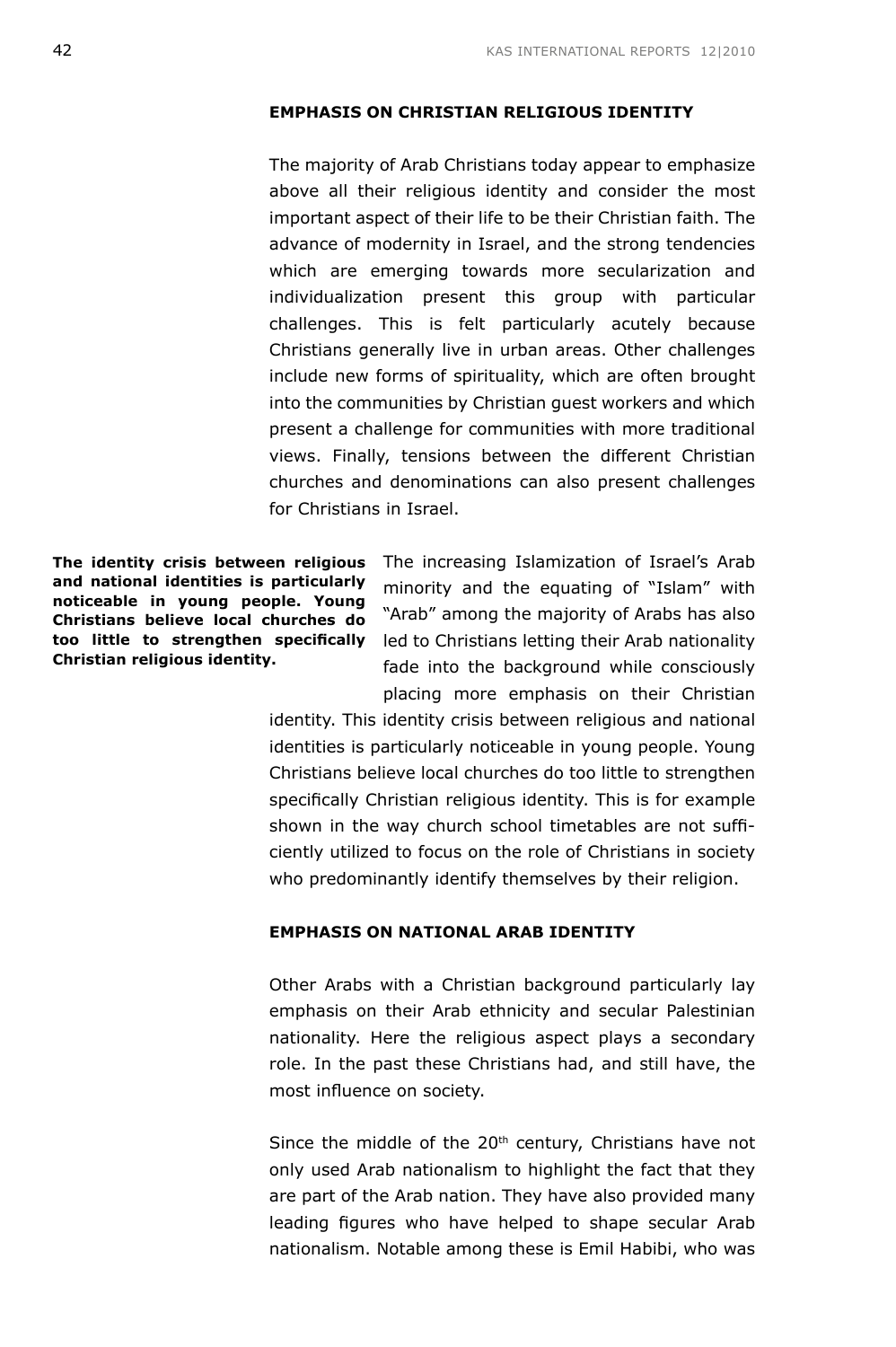## EMPHASIS ON CHRISTIAN RELIGIOUS IDENTITY

The majority of Arab Christians today appear to emphasize above all their religious identity and consider the most important aspect of their life to be their Christian faith. The advance of modernity in Israel, and the strong tendencies which are emerging towards more secularization and individualization present this group with particular challenges. This is felt particularly acutely because Christians generally live in urban areas. Other challenges include new forms of spirituality, which are often brought into the communities by Christian guest workers and which present a challenge for communities with more traditional views. Finally, tensions between the different Christian churches and denominations can also present challenges for Christians in Israel.

**The identity crisis between religious and national identities is particularly noticeable in young people. Young Christians believe local churches do too little to strengthen specifically Christian religious identity.**

The increasing Islamization of Israel's Arab minority and the equating of "Islam" with "Arab" among the majority of Arabs has also led to Christians letting their Arab nationality fade into the background while consciously placing more emphasis on their Christian identity. This identity crisis between religious and national identities is particularly noticeable in young people. Young Christians believe local churches do too little to strengthen specifically Christian religious identity. This is for example shown in the way church school timetables are not sufficiently utilized to focus on the role of Christians in society who predominantly identify themselves by their religion.

## EMPHASIS ON NATIONAL ARAB IDENTITY

Other Arabs with a Christian background particularly lay emphasis on their Arab ethnicity and secular Palestinian nationality. Here the religious aspect plays a secondary role. In the past these Christians had, and still have, the most influence on society.

Since the middle of the 20th century, Christians have not only used Arab nationalism to highlight the fact that they are part of the Arab nation. They have also provided many leading figures who have helped to shape secular Arab nationalism. Notable among these is Emil Habibi, who was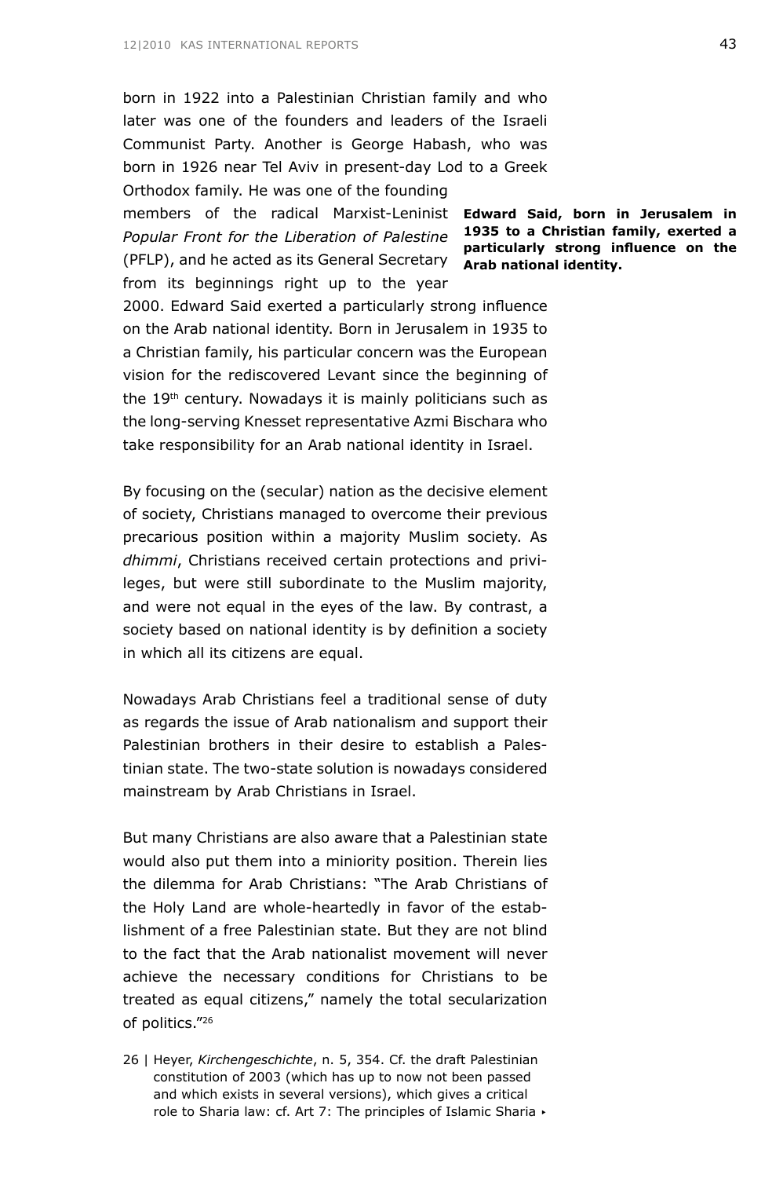born in 1922 into a Palestinian Christian family and who later was one of the founders and leaders of the Israeli Communist Party. Another is George Habash, who was born in 1926 near Tel Aviv in present-day Lod to a Greek Orthodox family. He was one of the founding members of the radical Marxist-Leninist *Popular Front for the Liberation of Palestine* (PFLP), and he acted as its General Secretary from its beginnings right up to the year 2000. Edward Said exerted a particularly strong influence on the Arab national identity. Born in Jerusalem in 1935 to a Christian family, his particular concern was the European vision for the rediscovered Levant since the beginning of the 19th century. Nowadays it is mainly politicians such as the long-serving Knesset representative Azmi Bischara who take responsibility for an Arab national identity in Israel.

**Edward Said, born in Jerusalem in 1935 to a Christian family, exerted a particularly strong influence on the Arab national identity.**

By focusing on the (secular) nation as the decisive element of society, Christians managed to overcome their previous precarious position within a majority Muslim society. As *dhimmi*, Christians received certain protections and privileges, but were still subordinate to the Muslim majority, and were not equal in the eyes of the law. By contrast, a society based on national identity is by definition a society in which all its citizens are equal.

Nowadays Arab Christians feel a traditional sense of duty as regards the issue of Arab nationalism and support their Palestinian brothers in their desire to establish a Palestinian state. The two-state solution is nowadays considered mainstream by Arab Christians in Israel.

But many Christians are also aware that a Palestinian state would also put them into a miniority position. Therein lies the dilemma for Arab Christians: "The Arab Christians of the Holy Land are whole-heartedly in favor of the establishment of a free Palestinian state. But they are not blind to the fact that the Arab nationalist movement will never achieve the necessary conditions for Christians to be treated as equal citizens," namely the total secularization of politics."[26]

26 | Heyer, *Kirchengeschichte*, n. 5, 354. Cf. the draft Palestinian constitution of 2003 (which has up to now not been passed and which exists in several versions), which gives a critical role to Sharia law: cf. Art 7: The principles of Islamic Sharia ▸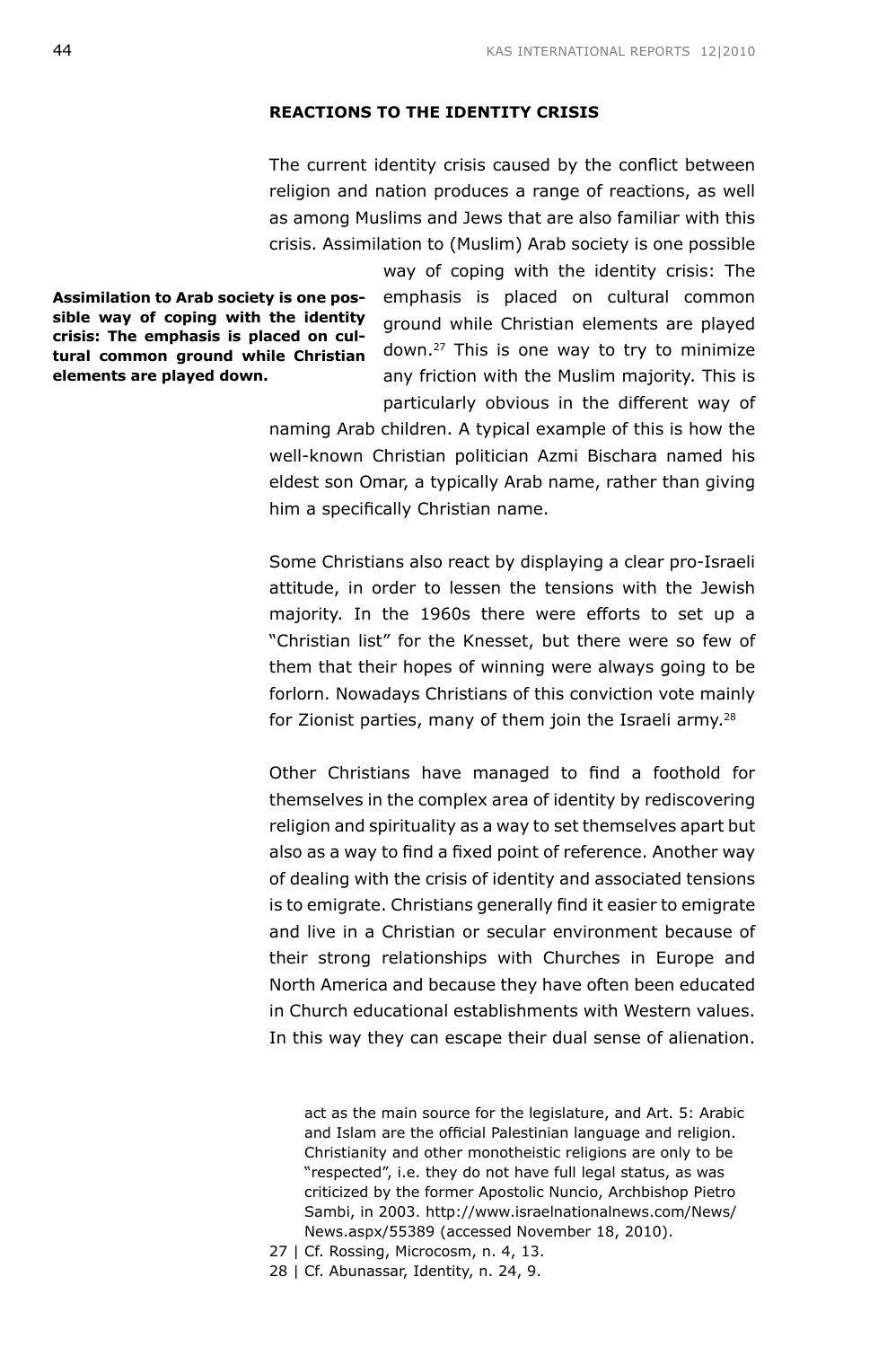**REACTIONS TO THE IDENTITY CRISIS**

The current identity crisis caused by the conflict between religion and nation produces a range of reactions, as well as among Muslims and Jews that are also familiar with this crisis. Assimilation to (Muslim) Arab society is one possible way of coping with the identity crisis: The emphasis is placed on cultural common ground while Christian elements are played down.[27] This is one way to try to minimize any friction with the Muslim majority. This is particularly obvious in the different way of naming Arab children. A typical example of this is how the well-known Christian politician Azmi Bischara named his eldest son Omar, a typically Arab name, rather than giving him a specifically Christian name.

**Assimilation to Arab society is one possible way of coping with the identity crisis: The emphasis is placed on cultural common ground while Christian elements are played down.**

Some Christians also react by displaying a clear pro-Israeli attitude, in order to lessen the tensions with the Jewish majority. In the 1960s there were efforts to set up a "Christian list" for the Knesset, but there were so few of them that their hopes of winning were always going to be forlorn. Nowadays Christians of this conviction vote mainly for Zionist parties, many of them join the Israeli army.[28]

Other Christians have managed to find a foothold for themselves in the complex area of identity by rediscovering religion and spirituality as a way to set themselves apart but also as a way to find a fixed point of reference. Another way of dealing with the crisis of identity and associated tensions is to emigrate. Christians generally find it easier to emigrate and live in a Christian or secular environment because of their strong relationships with Churches in Europe and North America and because they have often been educated in Church educational establishments with Western values. In this way they can escape their dual sense of alienation.

act as the main source for the legislature, and Art. 5: Arabic and Islam are the official Palestinian language and religion. Christianity and other monotheistic religions are only to be "respected", i.e. they do not have full legal status, as was criticized by the former Apostolic Nuncio, Archbishop Pietro Sambi, in 2003. http://www.israelnationalnews.com/News/News.aspx/55389 (accessed November 18, 2010).

27 | Cf. Rossing, Microcosm, n. 4, 13.

28 | Cf. Abunassar, Identity, n. 24, 9.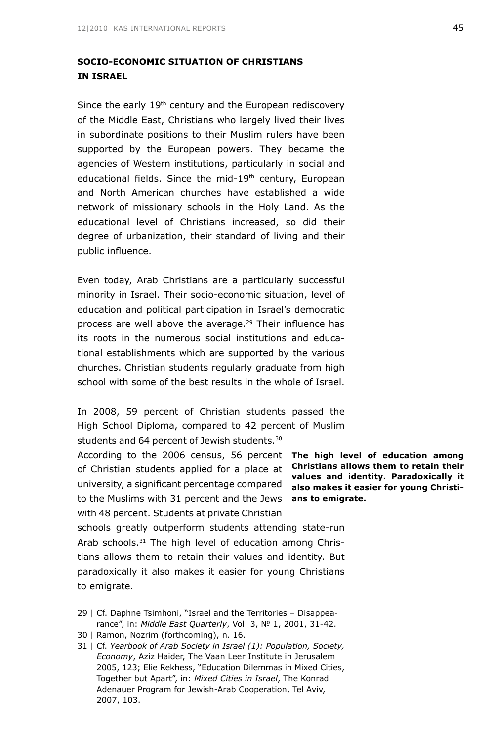## SOCIO-ECONOMIC SITUATION OF CHRISTIANS IN ISRAEL

Since the early 19th century and the European rediscovery of the Middle East, Christians who largely lived their lives in subordinate positions to their Muslim rulers have been supported by the European powers. They became the agencies of Western institutions, particularly in social and educational fields. Since the mid-19th century, European and North American churches have established a wide network of missionary schools in the Holy Land. As the educational level of Christians increased, so did their degree of urbanization, their standard of living and their public influence.

Even today, Arab Christians are a particularly successful minority in Israel. Their socio-economic situation, level of education and political participation in Israel's democratic process are well above the average.[29] Their influence has its roots in the numerous social institutions and educational establishments which are supported by the various churches. Christian students regularly graduate from high school with some of the best results in the whole of Israel.

In 2008, 59 percent of Christian students passed the High School Diploma, compared to 42 percent of Muslim students and 64 percent of Jewish students.[30]

**The high level of education among Christians allows them to retain their values and identity. Paradoxically it also makes it easier for young Christians to emigrate.**

According to the 2006 census, 56 percent of Christian students applied for a place at university, a significant percentage compared to the Muslims with 31 percent and the Jews with 48 percent. Students at private Christian schools greatly outperform students attending state-run Arab schools.[31] The high level of education among Christians allows them to retain their values and identity. But paradoxically it also makes it easier for young Christians to emigrate.

29 | Cf. Daphne Tsimhoni, "Israel and the Territories – Disappearance", in: *Middle East Quarterly*, Vol. 3, № 1, 2001, 31-42.

30 | Ramon, Nozrim (forthcoming), n. 16.

31 | Cf. *Yearbook of Arab Society in Israel (1): Population, Society, Economy*, Aziz Haider, The Vaan Leer Institute in Jerusalem 2005, 123; Elie Rekhess, "Education Dilemmas in Mixed Cities, Together but Apart", in: *Mixed Cities in Israel*, The Konrad Adenauer Program for Jewish-Arab Cooperation, Tel Aviv, 2007, 103.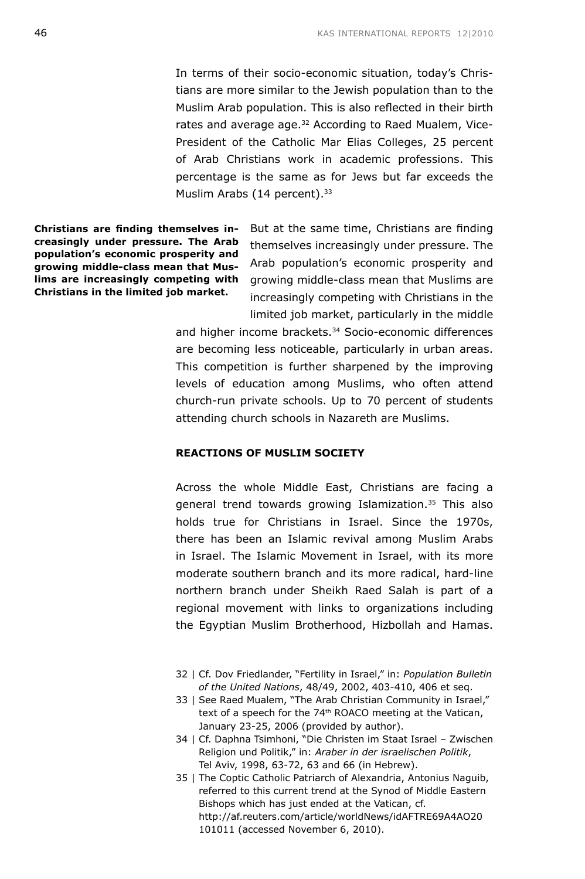In terms of their socio-economic situation, today's Christians are more similar to the Jewish population than to the Muslim Arab population. This is also reflected in their birth rates and average age.[32] According to Raed Mualem, Vice-President of the Catholic Mar Elias Colleges, 25 percent of Arab Christians work in academic professions. This percentage is the same as for Jews but far exceeds the Muslim Arabs (14 percent).[33]

**Christians are finding themselves increasingly under pressure. The Arab population's economic prosperity and growing middle-class mean that Muslims are increasingly competing with Christians in the limited job market.**

But at the same time, Christians are finding themselves increasingly under pressure. The Arab population's economic prosperity and growing middle-class mean that Muslims are increasingly competing with Christians in the limited job market, particularly in the middle and higher income brackets.[34] Socio-economic differences are becoming less noticeable, particularly in urban areas. This competition is further sharpened by the improving levels of education among Muslims, who often attend church-run private schools. Up to 70 percent of students attending church schools in Nazareth are Muslims.

## REACTIONS OF MUSLIM SOCIETY

Across the whole Middle East, Christians are facing a general trend towards growing Islamization.[35] This also holds true for Christians in Israel. Since the 1970s, there has been an Islamic revival among Muslim Arabs in Israel. The Islamic Movement in Israel, with its more moderate southern branch and its more radical, hard-line northern branch under Sheikh Raed Salah is part of a regional movement with links to organizations including the Egyptian Muslim Brotherhood, Hizbollah and Hamas.

32 | Cf. Dov Friedlander, "Fertility in Israel," in: *Population Bulletin of the United Nations*, 48/49, 2002, 403-410, 406 et seq.

33 | See Raed Mualem, "The Arab Christian Community in Israel," text of a speech for the 74th ROACO meeting at the Vatican, January 23-25, 2006 (provided by author).

34 | Cf. Daphna Tsimhoni, "Die Christen im Staat Israel – Zwischen Religion und Politik," in: *Araber in der israelischen Politik*, Tel Aviv, 1998, 63-72, 63 and 66 (in Hebrew).

35 | The Coptic Catholic Patriarch of Alexandria, Antonius Naguib, referred to this current trend at the Synod of Middle Eastern Bishops which has just ended at the Vatican, cf. http://af.reuters.com/article/worldNews/idAFTRE69A4AO20101011 (accessed November 6, 2010).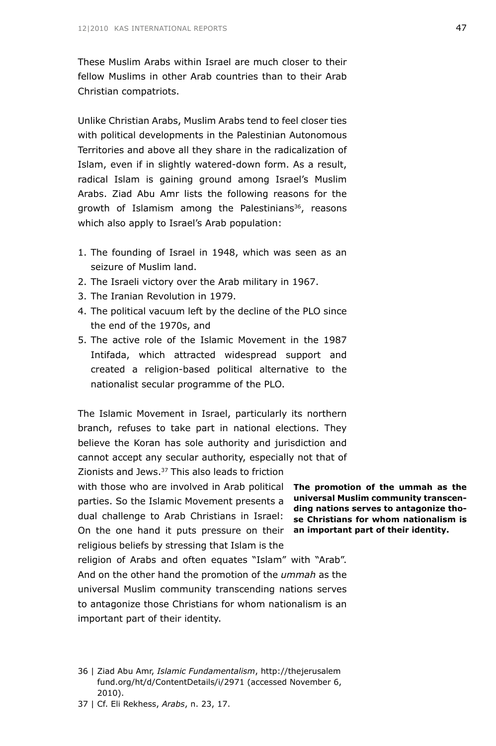These Muslim Arabs within Israel are much closer to their fellow Muslims in other Arab countries than to their Arab Christian compatriots.

Unlike Christian Arabs, Muslim Arabs tend to feel closer ties with political developments in the Palestinian Autonomous Territories and above all they share in the radicalization of Islam, even if in slightly watered-down form. As a result, radical Islam is gaining ground among Israel's Muslim Arabs. Ziad Abu Amr lists the following reasons for the growth of Islamism among the Palestinians[36], reasons which also apply to Israel's Arab population:

1. The founding of Israel in 1948, which was seen as an seizure of Muslim land.
2. The Israeli victory over the Arab military in 1967.
3. The Iranian Revolution in 1979.
4. The political vacuum left by the decline of the PLO since the end of the 1970s, and
5. The active role of the Islamic Movement in the 1987 Intifada, which attracted widespread support and created a religion-based political alternative to the nationalist secular programme of the PLO.

The Islamic Movement in Israel, particularly its northern branch, refuses to take part in national elections. They believe the Koran has sole authority and jurisdiction and cannot accept any secular authority, especially not that of Zionists and Jews.[37] This also leads to friction with those who are involved in Arab political parties. So the Islamic Movement presents a dual challenge to Arab Christians in Israel: On the one hand it puts pressure on their religious beliefs by stressing that Islam is the religion of Arabs and often equates "Islam" with "Arab". And on the other hand the promotion of the *ummah* as the universal Muslim community transcending nations serves to antagonize those Christians for whom nationalism is an important part of their identity.

**The promotion of the ummah as the universal Muslim community transcending nations serves to antagonize those Christians for whom nationalism is an important part of their identity.**

36 | Ziad Abu Amr, *Islamic Fundamentalism*, http://thejerusalemfund.org/ht/d/ContentDetails/i/2971 (accessed November 6, 2010).

37 | Cf. Eli Rekhess, *Arabs*, n. 23, 17.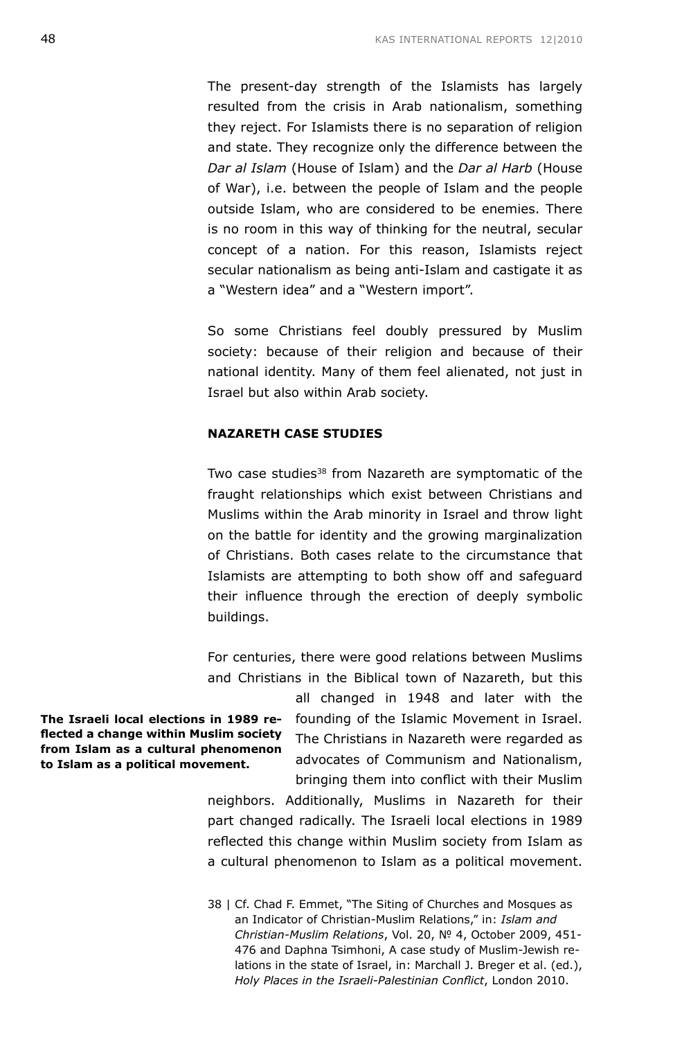The present-day strength of the Islamists has largely resulted from the crisis in Arab nationalism, something they reject. For Islamists there is no separation of religion and state. They recognize only the difference between the *Dar al Islam* (House of Islam) and the *Dar al Harb* (House of War), i.e. between the people of Islam and the people outside Islam, who are considered to be enemies. There is no room in this way of thinking for the neutral, secular concept of a nation. For this reason, Islamists reject secular nationalism as being anti-Islam and castigate it as a "Western idea" and a "Western import".

So some Christians feel doubly pressured by Muslim society: because of their religion and because of their national identity. Many of them feel alienated, not just in Israel but also within Arab society.

### NAZARETH CASE STUDIES

Two case studies[38] from Nazareth are symptomatic of the fraught relationships which exist between Christians and Muslims within the Arab minority in Israel and throw light on the battle for identity and the growing marginalization of Christians. Both cases relate to the circumstance that Islamists are attempting to both show off and safeguard their influence through the erection of deeply symbolic buildings.

For centuries, there were good relations between Muslims and Christians in the Biblical town of Nazareth, but this all changed in 1948 and later with the founding of the Islamic Movement in Israel. The Christians in Nazareth were regarded as advocates of Communism and Nationalism, bringing them into conflict with their Muslim neighbors. Additionally, Muslims in Nazareth for their part changed radically. The Israeli local elections in 1989 reflected this change within Muslim society from Islam as a cultural phenomenon to Islam as a political movement.

**The Israeli local elections in 1989 reflected a change within Muslim society from Islam as a cultural phenomenon to Islam as a political movement.**

38 | Cf. Chad F. Emmet, "The Siting of Churches and Mosques as an Indicator of Christian-Muslim Relations," in: *Islam and Christian-Muslim Relations*, Vol. 20, № 4, October 2009, 451-476 and Daphna Tsimhoni, A case study of Muslim-Jewish relations in the state of Israel, in: Marchall J. Breger et al. (ed.), *Holy Places in the Israeli-Palestinian Conflict*, London 2010.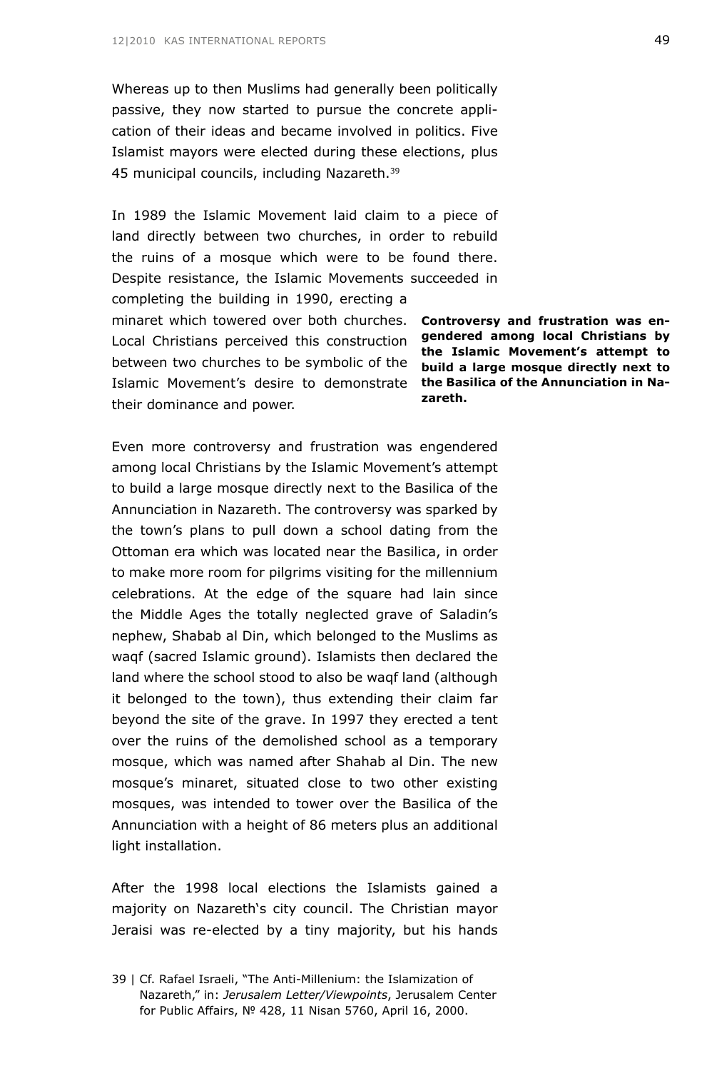Whereas up to then Muslims had generally been politically passive, they now started to pursue the concrete application of their ideas and became involved in politics. Five Islamist mayors were elected during these elections, plus 45 municipal councils, including Nazareth.[39]

In 1989 the Islamic Movement laid claim to a piece of land directly between two churches, in order to rebuild the ruins of a mosque which were to be found there. Despite resistance, the Islamic Movements succeeded in completing the building in 1990, erecting a minaret which towered over both churches. Local Christians perceived this construction between two churches to be symbolic of the Islamic Movement's desire to demonstrate their dominance and power.

**Controversy and frustration was engendered among local Christians by the Islamic Movement's attempt to build a large mosque directly next to the Basilica of the Annunciation in Nazareth.**

Even more controversy and frustration was engendered among local Christians by the Islamic Movement's attempt to build a large mosque directly next to the Basilica of the Annunciation in Nazareth. The controversy was sparked by the town's plans to pull down a school dating from the Ottoman era which was located near the Basilica, in order to make more room for pilgrims visiting for the millennium celebrations. At the edge of the square had lain since the Middle Ages the totally neglected grave of Saladin's nephew, Shabab al Din, which belonged to the Muslims as waqf (sacred Islamic ground). Islamists then declared the land where the school stood to also be waqf land (although it belonged to the town), thus extending their claim far beyond the site of the grave. In 1997 they erected a tent over the ruins of the demolished school as a temporary mosque, which was named after Shahab al Din. The new mosque's minaret, situated close to two other existing mosques, was intended to tower over the Basilica of the Annunciation with a height of 86 meters plus an additional light installation.

After the 1998 local elections the Islamists gained a majority on Nazareth's city council. The Christian mayor Jeraisi was re-elected by a tiny majority, but his hands

39 | Cf. Rafael Israeli, "The Anti-Millenium: the Islamization of Nazareth," in: *Jerusalem Letter/Viewpoints*, Jerusalem Center for Public Affairs, № 428, 11 Nisan 5760, April 16, 2000.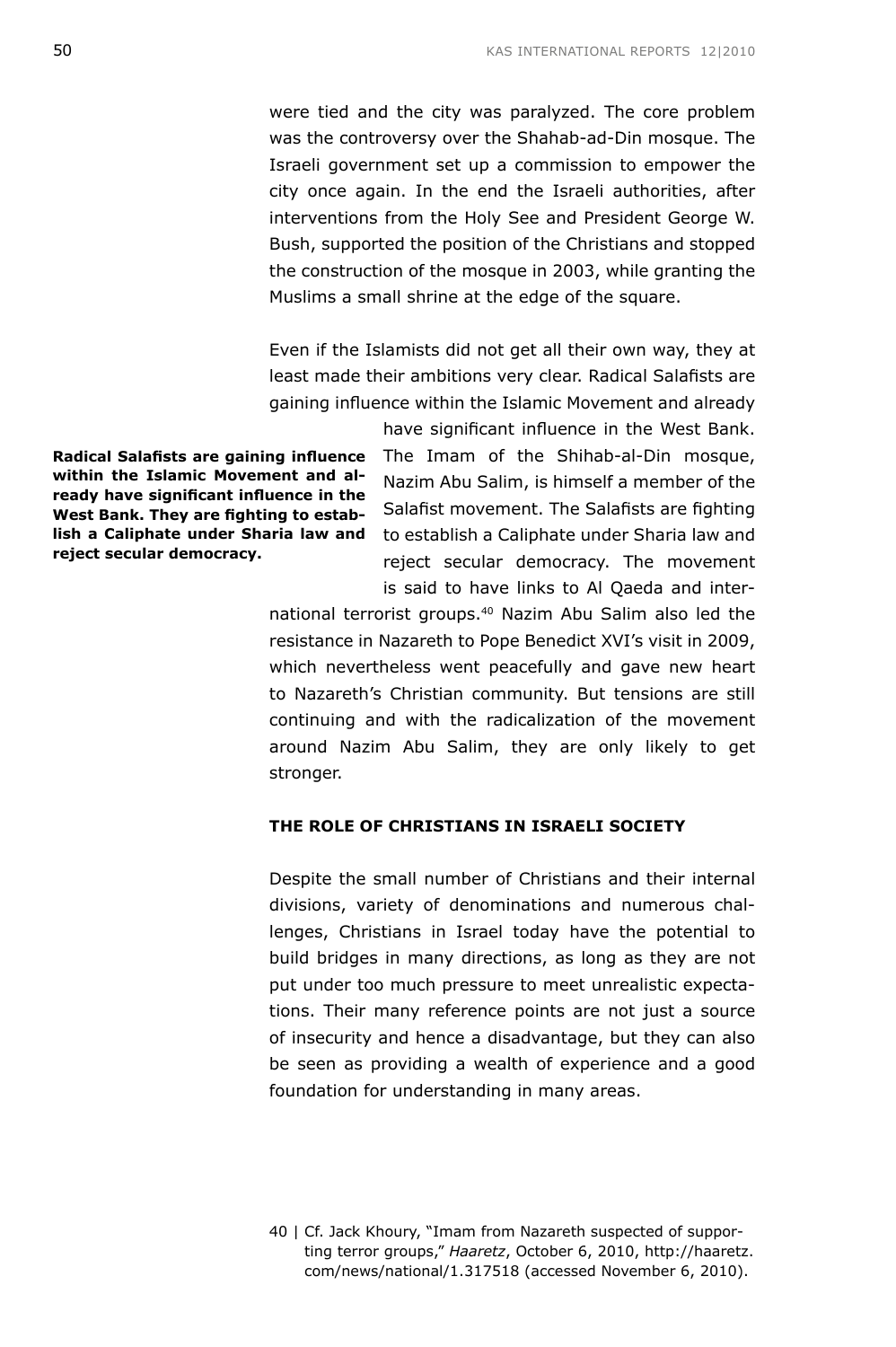were tied and the city was paralyzed. The core problem was the controversy over the Shahab-ad-Din mosque. The Israeli government set up a commission to empower the city once again. In the end the Israeli authorities, after interventions from the Holy See and President George W. Bush, supported the position of the Christians and stopped the construction of the mosque in 2003, while granting the Muslims a small shrine at the edge of the square.

Even if the Islamists did not get all their own way, they at least made their ambitions very clear. Radical Salafists are gaining influence within the Islamic Movement and already have significant influence in the West Bank. The Imam of the Shihab-al-Din mosque, Nazim Abu Salim, is himself a member of the Salafist movement. The Salafists are fighting to establish a Caliphate under Sharia law and reject secular democracy. The movement is said to have links to Al Qaeda and international terrorist groups.[40] Nazim Abu Salim also led the resistance in Nazareth to Pope Benedict XVI's visit in 2009, which nevertheless went peacefully and gave new heart to Nazareth's Christian community. But tensions are still continuing and with the radicalization of the movement around Nazim Abu Salim, they are only likely to get stronger.

**Radical Salafists are gaining influence within the Islamic Movement and already have significant influence in the West Bank. They are fighting to establish a Caliphate under Sharia law and reject secular democracy.**

## THE ROLE OF CHRISTIANS IN ISRAELI SOCIETY

Despite the small number of Christians and their internal divisions, variety of denominations and numerous challenges, Christians in Israel today have the potential to build bridges in many directions, as long as they are not put under too much pressure to meet unrealistic expectations. Their many reference points are not just a source of insecurity and hence a disadvantage, but they can also be seen as providing a wealth of experience and a good foundation for understanding in many areas.

40 | Cf. Jack Khoury, "Imam from Nazareth suspected of supporting terror groups," *Haaretz*, October 6, 2010, http://haaretz.com/news/national/1.317518 (accessed November 6, 2010).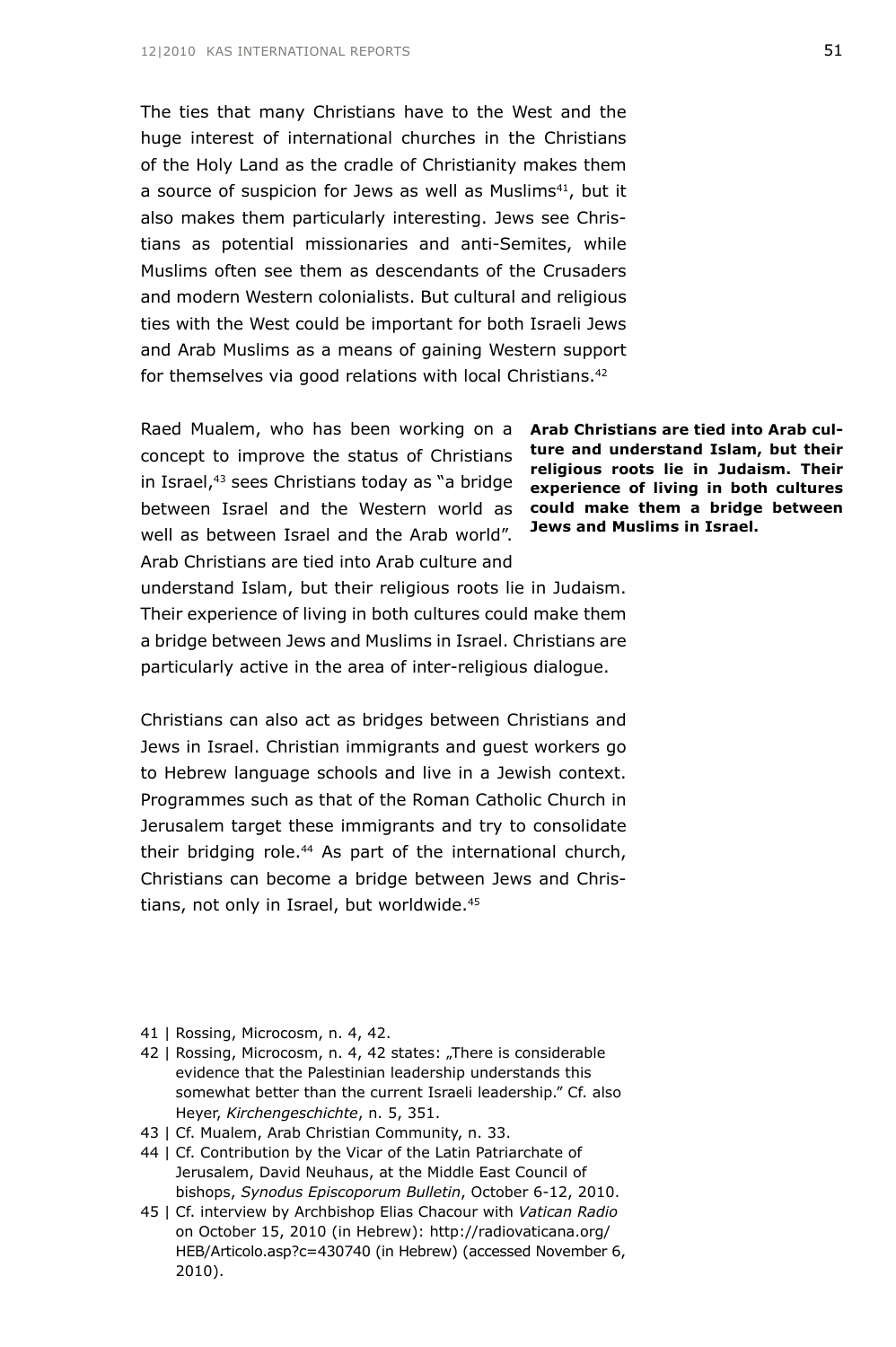The ties that many Christians have to the West and the huge interest of international churches in the Christians of the Holy Land as the cradle of Christianity makes them a source of suspicion for Jews as well as Muslims[41], but it also makes them particularly interesting. Jews see Christians as potential missionaries and anti-Semites, while Muslims often see them as descendants of the Crusaders and modern Western colonialists. But cultural and religious ties with the West could be important for both Israeli Jews and Arab Muslims as a means of gaining Western support for themselves via good relations with local Christians.[42]

Raed Mualem, who has been working on a concept to improve the status of Christians in Israel,[43] sees Christians today as "a bridge between Israel and the Western world as well as between Israel and the Arab world". Arab Christians are tied into Arab culture and understand Islam, but their religious roots lie in Judaism. Their experience of living in both cultures could make them a bridge between Jews and Muslims in Israel. Christians are particularly active in the area of inter-religious dialogue.

**Arab Christians are tied into Arab culture and understand Islam, but their religious roots lie in Judaism. Their experience of living in both cultures could make them a bridge between Jews and Muslims in Israel.**

Christians can also act as bridges between Christians and Jews in Israel. Christian immigrants and guest workers go to Hebrew language schools and live in a Jewish context. Programmes such as that of the Roman Catholic Church in Jerusalem target these immigrants and try to consolidate their bridging role.[44] As part of the international church, Christians can become a bridge between Jews and Christians, not only in Israel, but worldwide.[45]

41 | Rossing, Microcosm, n. 4, 42.

42 | Rossing, Microcosm, n. 4, 42 states: „There is considerable evidence that the Palestinian leadership understands this somewhat better than the current Israeli leadership." Cf. also Heyer, *Kirchengeschichte*, n. 5, 351.

43 | Cf. Mualem, Arab Christian Community, n. 33.

44 | Cf. Contribution by the Vicar of the Latin Patriarchate of Jerusalem, David Neuhaus, at the Middle East Council of bishops, *Synodus Episcoporum Bulletin*, October 6-12, 2010.

45 | Cf. interview by Archbishop Elias Chacour with *Vatican Radio* on October 15, 2010 (in Hebrew): http://radiovaticana.org/HEB/Articolo.asp?c=430740 (in Hebrew) (accessed November 6, 2010).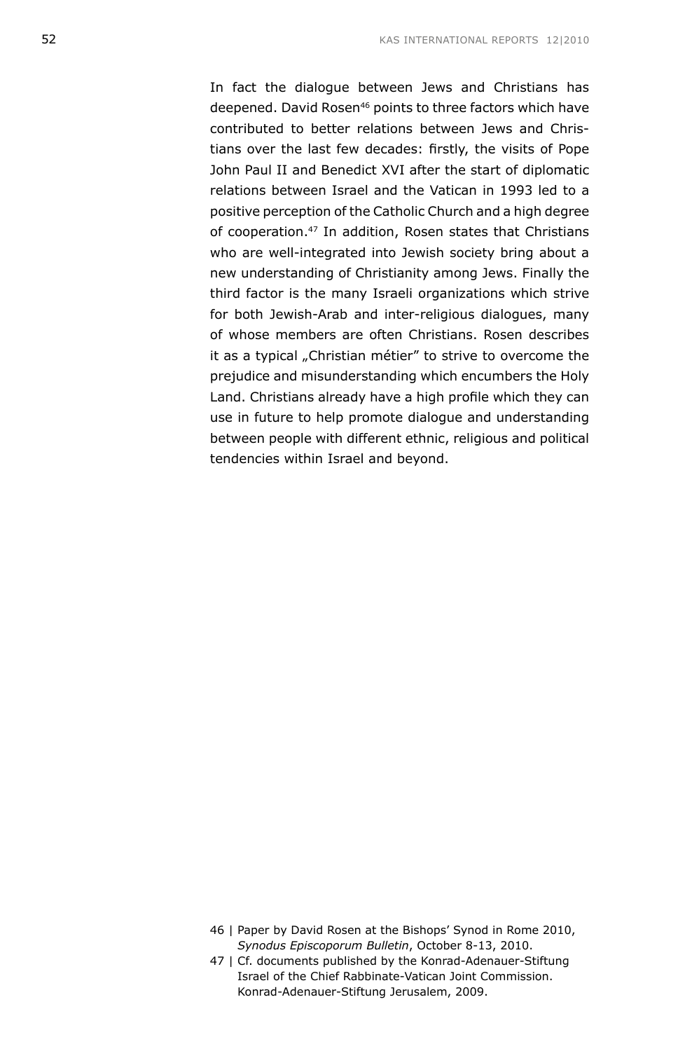In fact the dialogue between Jews and Christians has deepened. David Rosen[46] points to three factors which have contributed to better relations between Jews and Christians over the last few decades: firstly, the visits of Pope John Paul II and Benedict XVI after the start of diplomatic relations between Israel and the Vatican in 1993 led to a positive perception of the Catholic Church and a high degree of cooperation.[47] In addition, Rosen states that Christians who are well-integrated into Jewish society bring about a new understanding of Christianity among Jews. Finally the third factor is the many Israeli organizations which strive for both Jewish-Arab and inter-religious dialogues, many of whose members are often Christians. Rosen describes it as a typical „Christian métier" to strive to overcome the prejudice and misunderstanding which encumbers the Holy Land. Christians already have a high profile which they can use in future to help promote dialogue and understanding between people with different ethnic, religious and political tendencies within Israel and beyond.

46 | Paper by David Rosen at the Bishops' Synod in Rome 2010, *Synodus Episcoporum Bulletin*, October 8-13, 2010.

47 | Cf. documents published by the Konrad-Adenauer-Stiftung Israel of the Chief Rabbinate-Vatican Joint Commission. Konrad-Adenauer-Stiftung Jerusalem, 2009.